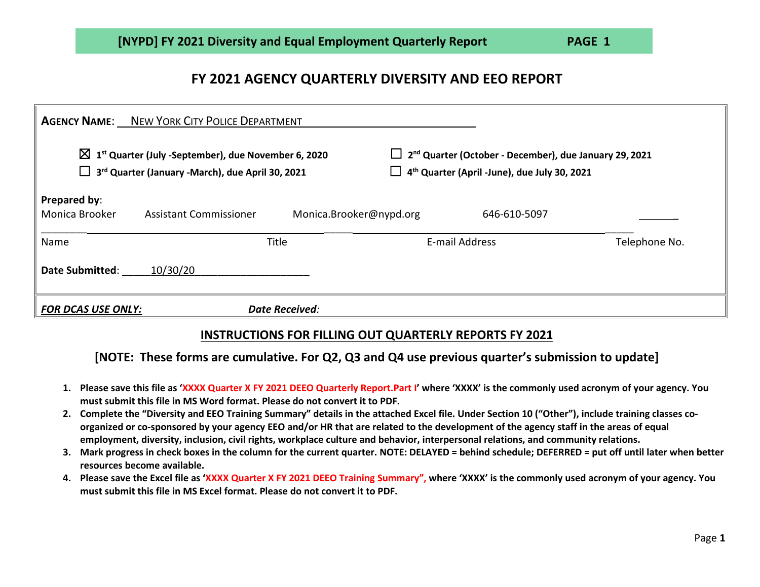# FY 2021 AGENCY QUARTERLY DIVERSITY AND EEO REPORT

**AGENCY NAME**: NEW YORK CITY POLICE DEPARTMENT

☒ **1st Quarter (July -September), due November 6, 2020**
☐ **2nd Quarter (October - December), due January 29, 2021**
☐ **3rd Quarter (January -March), due April 30, 2021**
☐ **4th Quarter (April -June), due July 30, 2021**

**Prepared by**:

| Name | Title | E-mail Address | Telephone No. |
| --- | --- | --- | --- |
| Monica Brooker | Assistant Commissioner | Monica.Brooker@nypd.org | 646-610-5097 |

**Date Submitted**: 10/30/20

***FOR DCAS USE ONLY:*** ***Date Received:***

## INSTRUCTIONS FOR FILLING OUT QUARTERLY REPORTS FY 2021

**[NOTE: These forms are cumulative. For Q2, Q3 and Q4 use previous quarter's submission to update]**

1. **Please save this file as 'XXXX Quarter X FY 2021 DEEO Quarterly Report.Part I' where 'XXXX' is the commonly used acronym of your agency. You must submit this file in MS Word format. Please do not convert it to PDF.**
2. **Complete the "Diversity and EEO Training Summary" details in the attached Excel file. Under Section 10 ("Other"), include training classes co-organized or co-sponsored by your agency EEO and/or HR that are related to the development of the agency staff in the areas of equal employment, diversity, inclusion, civil rights, workplace culture and behavior, interpersonal relations, and community relations.**
3. **Mark progress in check boxes in the column for the current quarter. NOTE: DELAYED = behind schedule; DEFERRED = put off until later when better resources become available.**
4. **Please save the Excel file as 'XXXX Quarter X FY 2021 DEEO Training Summary", where 'XXXX' is the commonly used acronym of your agency. You must submit this file in MS Excel format. Please do not convert it to PDF.**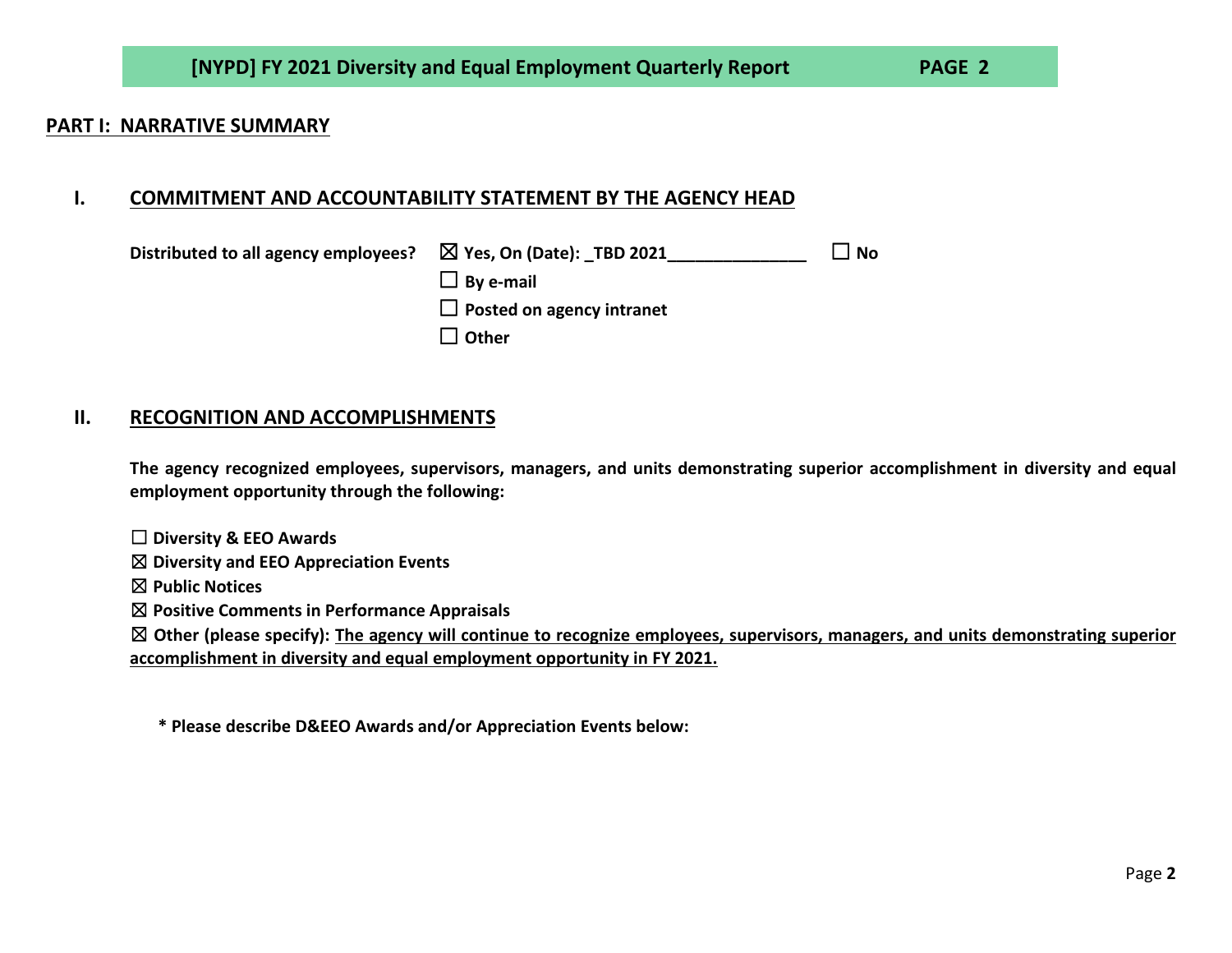## PART I: NARRATIVE SUMMARY

### I. COMMITMENT AND ACCOUNTABILITY STATEMENT BY THE AGENCY HEAD

**Distributed to all agency employees?** ☒ **Yes, On (Date): _TBD 2021_______________** ☐ **No**

☐ **By e-mail**

☐ **Posted on agency intranet**

☐ **Other**

### II. RECOGNITION AND ACCOMPLISHMENTS

**The agency recognized employees, supervisors, managers, and units demonstrating superior accomplishment in diversity and equal employment opportunity through the following:**

☐ **Diversity & EEO Awards**

☒ **Diversity and EEO Appreciation Events**

☒ **Public Notices**

☒ **Positive Comments in Performance Appraisals**

☒ **Other (please specify):** **The agency will continue to recognize employees, supervisors, managers, and units demonstrating superior accomplishment in diversity and equal employment opportunity in FY 2021.**

**\* Please describe D&EEO Awards and/or Appreciation Events below:**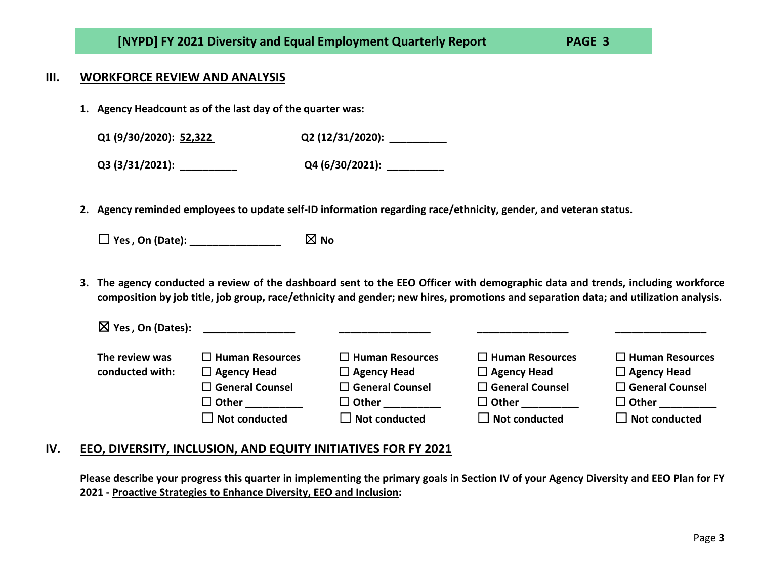## III. WORKFORCE REVIEW AND ANALYSIS

1. **Agency Headcount as of the last day of the quarter was:**

   **Q1 (9/30/2020):** 52,322 **Q2 (12/31/2020):** __________

   **Q3 (3/31/2021):** __________ **Q4 (6/30/2021):** __________

2. **Agency reminded employees to update self-ID information regarding race/ethnicity, gender, and veteran status.**

   ☐ **Yes , On (Date):** ________________ ☒ **No**

3. **The agency conducted a review of the dashboard sent to the EEO Officer with demographic data and trends, including workforce composition by job title, job group, race/ethnicity and gender; new hires, promotions and separation data; and utilization analysis.**

| ☒ **Yes , On (Dates):** | ________________ | ________________ | ________________ | ________________ |
|---|---|---|---|---|
| **The review was conducted with:** | ☐ Human Resources<br>☐ Agency Head<br>☐ General Counsel<br>☐ Other __________<br>☐ Not conducted | ☐ Human Resources<br>☐ Agency Head<br>☐ General Counsel<br>☐ Other __________<br>☐ Not conducted | ☐ Human Resources<br>☐ Agency Head<br>☐ General Counsel<br>☐ Other __________<br>☐ Not conducted | ☐ Human Resources<br>☐ Agency Head<br>☐ General Counsel<br>☐ Other __________<br>☐ Not conducted |

## IV. EEO, DIVERSITY, INCLUSION, AND EQUITY INITIATIVES FOR FY 2021

**Please describe your progress this quarter in implementing the primary goals in Section IV of your Agency Diversity and EEO Plan for FY 2021 - Proactive Strategies to Enhance Diversity, EEO and Inclusion:**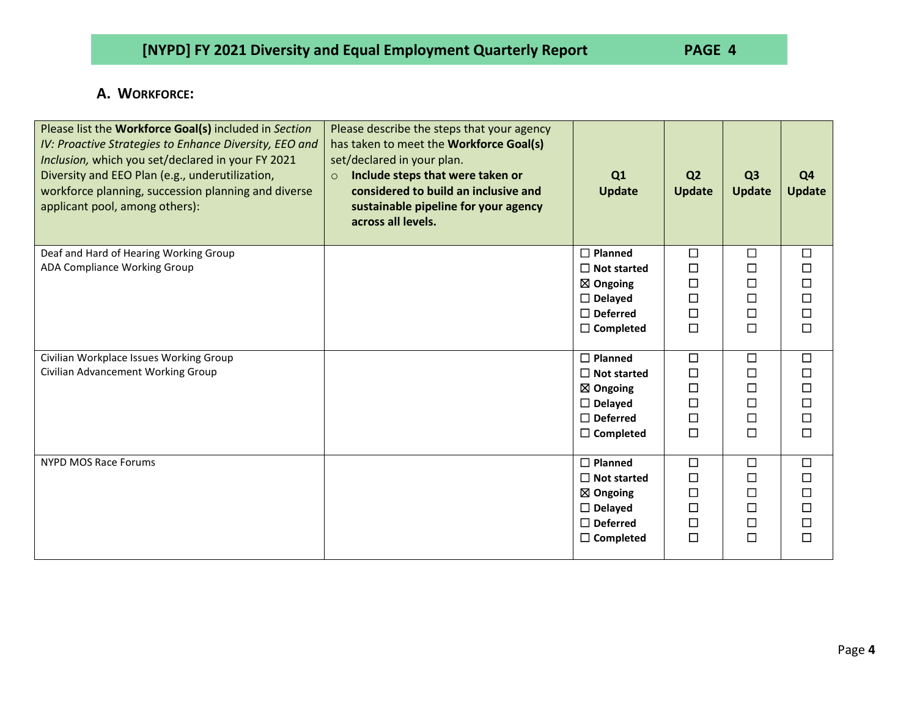## A. Workforce:

| Please list the **Workforce Goal(s)** included in *Section IV: Proactive Strategies to Enhance Diversity, EEO and Inclusion,* which you set/declared in your FY 2021 Diversity and EEO Plan (e.g., underutilization, workforce planning, succession planning and diverse applicant pool, among others): | Please describe the steps that your agency has taken to meet the **Workforce Goal(s)** set/declared in your plan. ○ **Include steps that were taken or considered to build an inclusive and sustainable pipeline for your agency across all levels.** | **Q1 Update** | **Q2 Update** | **Q3 Update** | **Q4 Update** |
|---|---|---|---|---|---|
| Deaf and Hard of Hearing Working Group<br>ADA Compliance Working Group | | ☐ **Planned**<br>☐ **Not started**<br>☒ **Ongoing**<br>☐ **Delayed**<br>☐ **Deferred**<br>☐ **Completed** | ☐<br>☐<br>☐<br>☐<br>☐<br>☐ | ☐<br>☐<br>☐<br>☐<br>☐<br>☐ | ☐<br>☐<br>☐<br>☐<br>☐<br>☐ |
| Civilian Workplace Issues Working Group<br>Civilian Advancement Working Group | | ☐ **Planned**<br>☐ **Not started**<br>☒ **Ongoing**<br>☐ **Delayed**<br>☐ **Deferred**<br>☐ **Completed** | ☐<br>☐<br>☐<br>☐<br>☐<br>☐ | ☐<br>☐<br>☐<br>☐<br>☐<br>☐ | ☐<br>☐<br>☐<br>☐<br>☐<br>☐ |
| NYPD MOS Race Forums | | ☐ **Planned**<br>☐ **Not started**<br>☒ **Ongoing**<br>☐ **Delayed**<br>☐ **Deferred**<br>☐ **Completed** | ☐<br>☐<br>☐<br>☐<br>☐<br>☐ | ☐<br>☐<br>☐<br>☐<br>☐<br>☐ | ☐<br>☐<br>☐<br>☐<br>☐<br>☐ |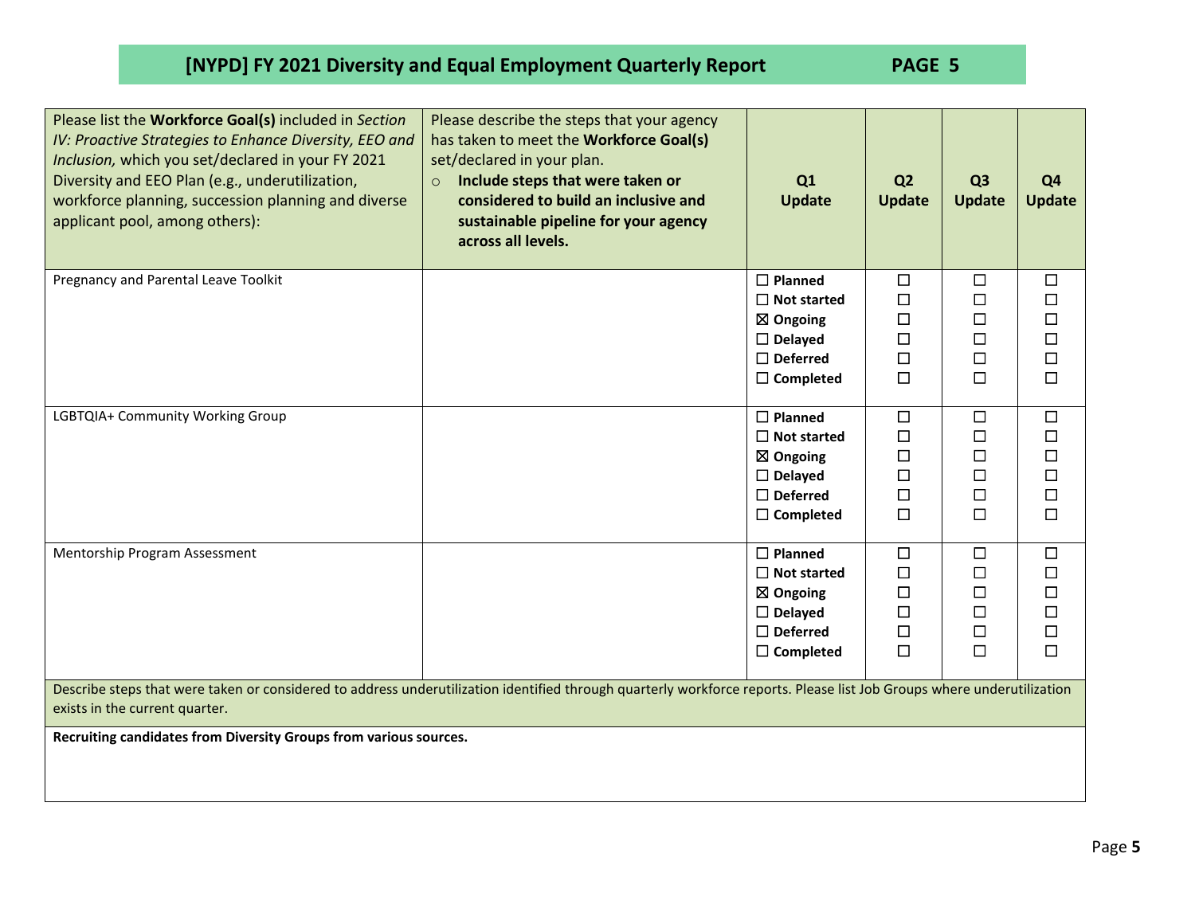# [NYPD] FY 2021 Diversity and Equal Employment Quarterly Report

| Please list the **Workforce Goal(s)** included in *Section IV: Proactive Strategies to Enhance Diversity, EEO and Inclusion,* which you set/declared in your FY 2021 Diversity and EEO Plan (e.g., underutilization, workforce planning, succession planning and diverse applicant pool, among others): | Please describe the steps that your agency has taken to meet the **Workforce Goal(s)** set/declared in your plan. ○ **Include steps that were taken or considered to build an inclusive and sustainable pipeline for your agency across all levels.** | Q1 Update | Q2 Update | Q3 Update | Q4 Update |
|---|---|---|---|---|---|
| Pregnancy and Parental Leave Toolkit | | ☐ **Planned**<br>☐ **Not started**<br>☒ **Ongoing**<br>☐ **Delayed**<br>☐ **Deferred**<br>☐ **Completed** | ☐<br>☐<br>☐<br>☐<br>☐<br>☐ | ☐<br>☐<br>☐<br>☐<br>☐<br>☐ | ☐<br>☐<br>☐<br>☐<br>☐<br>☐ |
| LGBTQIA+ Community Working Group | | ☐ **Planned**<br>☐ **Not started**<br>☒ **Ongoing**<br>☐ **Delayed**<br>☐ **Deferred**<br>☐ **Completed** | ☐<br>☐<br>☐<br>☐<br>☐<br>☐ | ☐<br>☐<br>☐<br>☐<br>☐<br>☐ | ☐<br>☐<br>☐<br>☐<br>☐<br>☐ |
| Mentorship Program Assessment | | ☐ **Planned**<br>☐ **Not started**<br>☒ **Ongoing**<br>☐ **Delayed**<br>☐ **Deferred**<br>☐ **Completed** | ☐<br>☐<br>☐<br>☐<br>☐<br>☐ | ☐<br>☐<br>☐<br>☐<br>☐<br>☐ | ☐<br>☐<br>☐<br>☐<br>☐<br>☐ |

Describe steps that were taken or considered to address underutilization identified through quarterly workforce reports. Please list Job Groups where underutilization exists in the current quarter.

**Recruiting candidates from Diversity Groups from various sources.**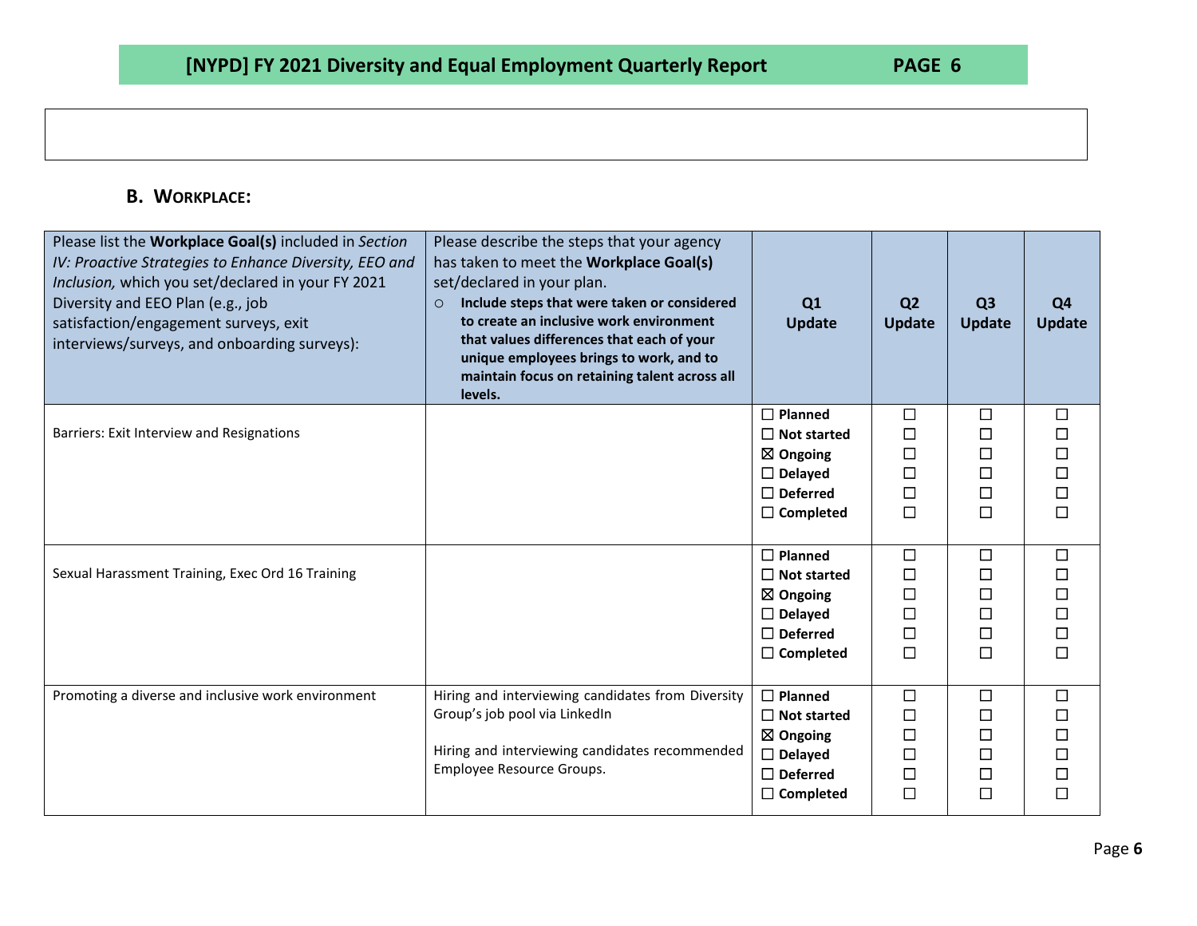## B. Workplace:

| Please list the **Workplace Goal(s)** included in *Section IV: Proactive Strategies to Enhance Diversity, EEO and Inclusion,* which you set/declared in your FY 2021 Diversity and EEO Plan (e.g., job satisfaction/engagement surveys, exit interviews/surveys, and onboarding surveys): | Please describe the steps that your agency has taken to meet the **Workplace Goal(s)** set/declared in your plan. ○ **Include steps that were taken or considered to create an inclusive work environment that values differences that each of your unique employees brings to work, and to maintain focus on retaining talent across all levels.** | Q1 Update | Q2 Update | Q3 Update | Q4 Update |
|---|---|---|---|---|---|
| Barriers: Exit Interview and Resignations | | ☐ Planned<br>☐ Not started<br>☒ Ongoing<br>☐ Delayed<br>☐ Deferred<br>☐ Completed | ☐<br>☐<br>☐<br>☐<br>☐<br>☐ | ☐<br>☐<br>☐<br>☐<br>☐<br>☐ | ☐<br>☐<br>☐<br>☐<br>☐<br>☐ |
| Sexual Harassment Training, Exec Ord 16 Training | | ☐ Planned<br>☐ Not started<br>☒ Ongoing<br>☐ Delayed<br>☐ Deferred<br>☐ Completed | ☐<br>☐<br>☐<br>☐<br>☐<br>☐ | ☐<br>☐<br>☐<br>☐<br>☐<br>☐ | ☐<br>☐<br>☐<br>☐<br>☐<br>☐ |
| Promoting a diverse and inclusive work environment | Hiring and interviewing candidates from Diversity Group's job pool via LinkedIn<br><br>Hiring and interviewing candidates recommended Employee Resource Groups. | ☐ Planned<br>☐ Not started<br>☒ Ongoing<br>☐ Delayed<br>☐ Deferred<br>☐ Completed | ☐<br>☐<br>☐<br>☐<br>☐<br>☐ | ☐<br>☐<br>☐<br>☐<br>☐<br>☐ | ☐<br>☐<br>☐<br>☐<br>☐<br>☐ |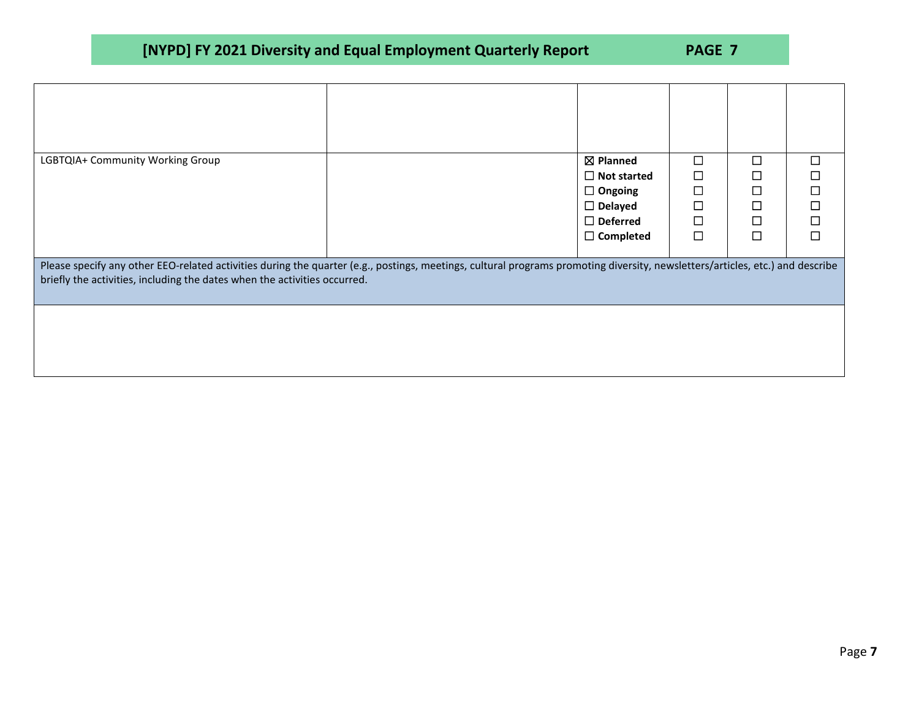| | | | | | |
|---|---|---|---|---|---|
| | | | | | |
| LGBTQIA+ Community Working Group | | ☒ **Planned**<br>☐ **Not started**<br>☐ **Ongoing**<br>☐ **Delayed**<br>☐ **Deferred**<br>☐ **Completed** | ☐<br>☐<br>☐<br>☐<br>☐<br>☐ | ☐<br>☐<br>☐<br>☐<br>☐<br>☐ | ☐<br>☐<br>☐<br>☐<br>☐<br>☐ |

| Please specify any other EEO-related activities during the quarter (e.g., postings, meetings, cultural programs promoting diversity, newsletters/articles, etc.) and describe briefly the activities, including the dates when the activities occurred. |
|---|
| |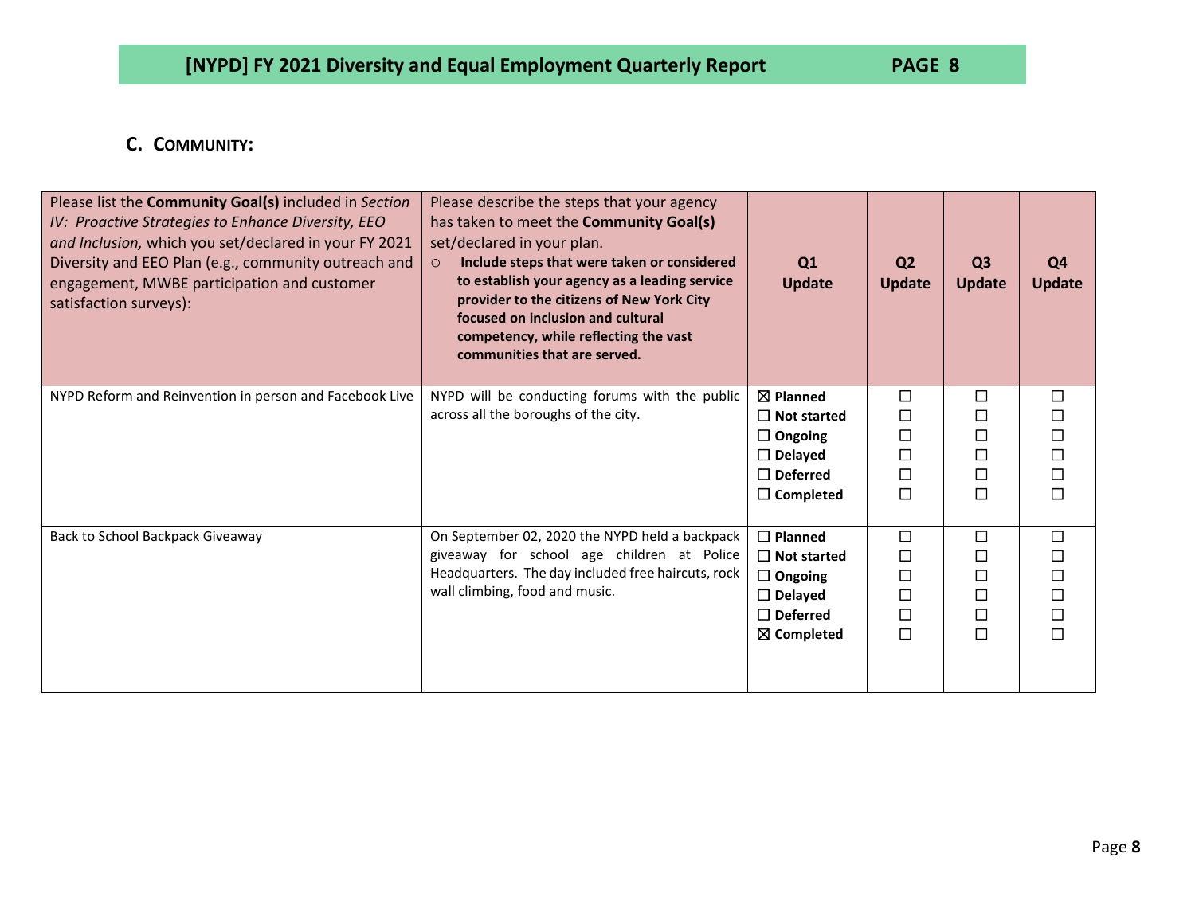## C. COMMUNITY:

| Please list the **Community Goal(s)** included in *Section IV: Proactive Strategies to Enhance Diversity, EEO and Inclusion,* which you set/declared in your FY 2021 Diversity and EEO Plan (e.g., community outreach and engagement, MWBE participation and customer satisfaction surveys): | Please describe the steps that your agency has taken to meet the **Community Goal(s)** set/declared in your plan. <br>○ **Include steps that were taken or considered to establish your agency as a leading service provider to the citizens of New York City focused on inclusion and cultural competency, while reflecting the vast communities that are served.** | Q1 Update | Q2 Update | Q3 Update | Q4 Update |
|---|---|---|---|---|---|
| NYPD Reform and Reinvention in person and Facebook Live | NYPD will be conducting forums with the public across all the boroughs of the city. | ☒ **Planned**<br>☐ **Not started**<br>☐ **Ongoing**<br>☐ **Delayed**<br>☐ **Deferred**<br>☐ **Completed** | ☐<br>☐<br>☐<br>☐<br>☐<br>☐ | ☐<br>☐<br>☐<br>☐<br>☐<br>☐ | ☐<br>☐<br>☐<br>☐<br>☐<br>☐ |
| Back to School Backpack Giveaway | On September 02, 2020 the NYPD held a backpack giveaway for school age children at Police Headquarters. The day included free haircuts, rock wall climbing, food and music. | ☐ **Planned**<br>☐ **Not started**<br>☐ **Ongoing**<br>☐ **Delayed**<br>☐ **Deferred**<br>☒ **Completed** | ☐<br>☐<br>☐<br>☐<br>☐<br>☐ | ☐<br>☐<br>☐<br>☐<br>☐<br>☐ | ☐<br>☐<br>☐<br>☐<br>☐<br>☐ |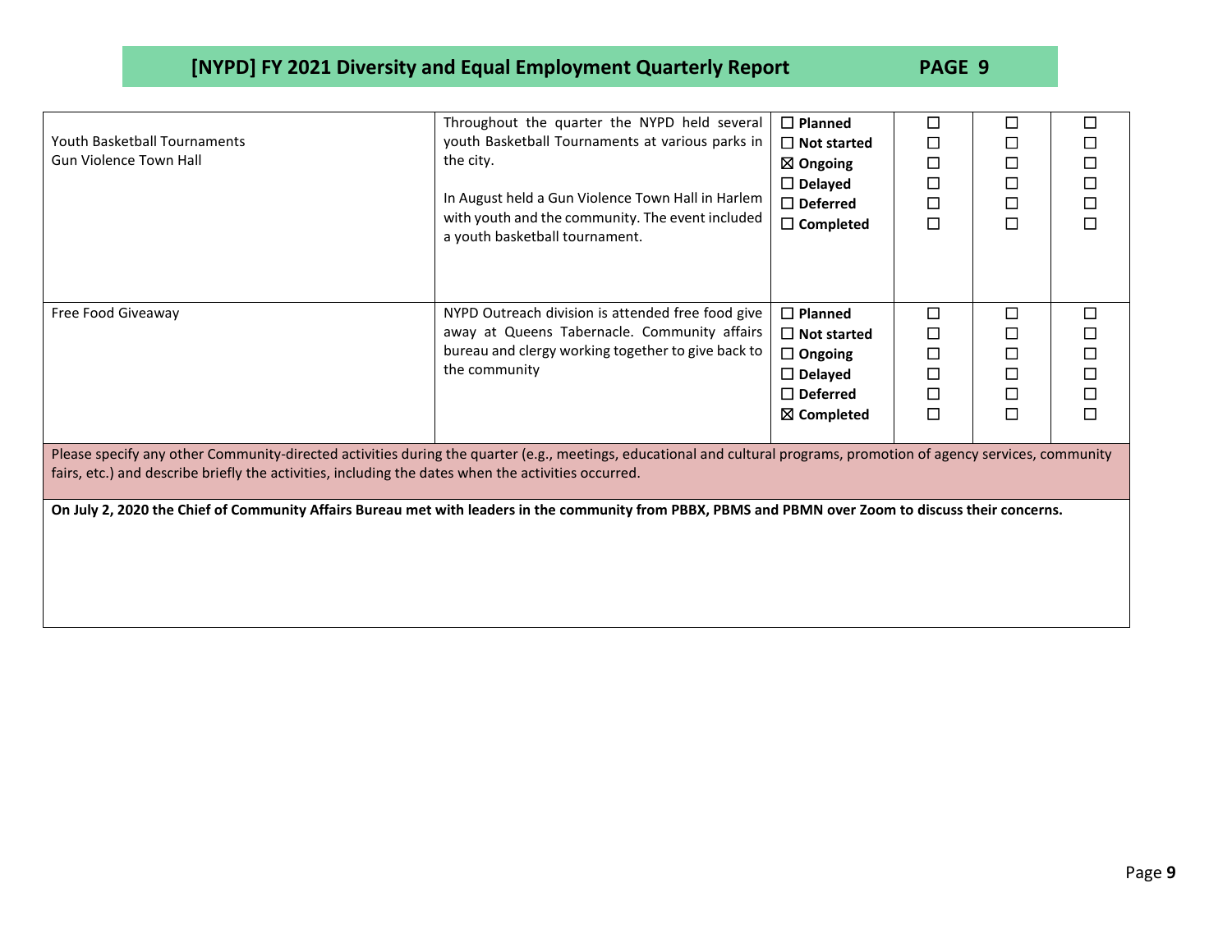| | | | | | |
|---|---|---|---|---|---|
| Youth Basketball Tournaments<br>Gun Violence Town Hall | Throughout the quarter the NYPD held several youth Basketball Tournaments at various parks in the city.<br><br>In August held a Gun Violence Town Hall in Harlem with youth and the community. The event included a youth basketball tournament. | ☐ **Planned**<br>☐ **Not started**<br>☒ **Ongoing**<br>☐ **Delayed**<br>☐ **Deferred**<br>☐ **Completed** | ☐<br>☐<br>☐<br>☐<br>☐<br>☐ | ☐<br>☐<br>☐<br>☐<br>☐<br>☐ | ☐<br>☐<br>☐<br>☐<br>☐<br>☐ |
| Free Food Giveaway | NYPD Outreach division is attended free food give away at Queens Tabernacle. Community affairs bureau and clergy working together to give back to the community | ☐ **Planned**<br>☐ **Not started**<br>☐ **Ongoing**<br>☐ **Delayed**<br>☐ **Deferred**<br>☒ **Completed** | ☐<br>☐<br>☐<br>☐<br>☐<br>☐ | ☐<br>☐<br>☐<br>☐<br>☐<br>☐ | ☐<br>☐<br>☐<br>☐<br>☐<br>☐ |

Please specify any other Community-directed activities during the quarter (e.g., meetings, educational and cultural programs, promotion of agency services, community fairs, etc.) and describe briefly the activities, including the dates when the activities occurred.

**On July 2, 2020 the Chief of Community Affairs Bureau met with leaders in the community from PBBX, PBMS and PBMN over Zoom to discuss their concerns.**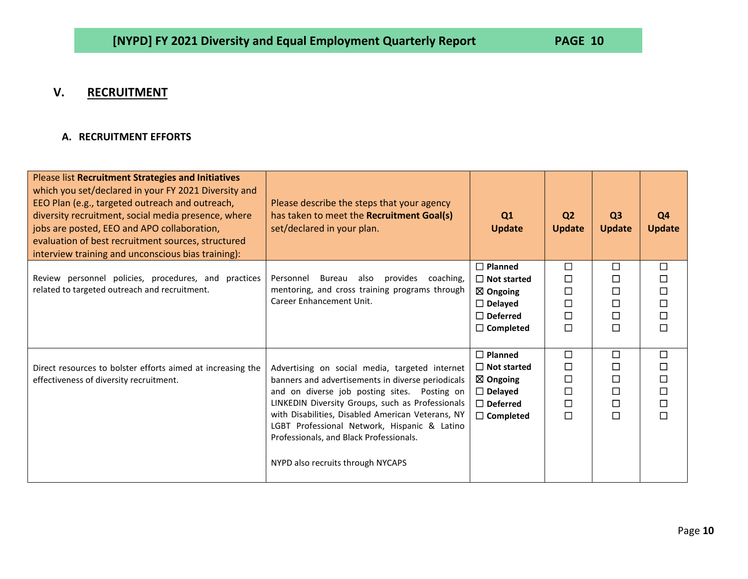## V. RECRUITMENT

### A. RECRUITMENT EFFORTS

| Please list **Recruitment Strategies and Initiatives** which you set/declared in your FY 2021 Diversity and EEO Plan (e.g., targeted outreach and outreach, diversity recruitment, social media presence, where jobs are posted, EEO and APO collaboration, evaluation of best recruitment sources, structured interview training and unconscious bias training): | Please describe the steps that your agency has taken to meet the **Recruitment Goal(s)** set/declared in your plan. | Q1 Update | Q2 Update | Q3 Update | Q4 Update |
|---|---|---|---|---|---|
| Review personnel policies, procedures, and practices related to targeted outreach and recruitment. | Personnel Bureau also provides coaching, mentoring, and cross training programs through Career Enhancement Unit. | ☐ **Planned**<br>☐ **Not started**<br>☒ **Ongoing**<br>☐ **Delayed**<br>☐ **Deferred**<br>☐ **Completed** | ☐<br>☐<br>☐<br>☐<br>☐<br>☐ | ☐<br>☐<br>☐<br>☐<br>☐<br>☐ | ☐<br>☐<br>☐<br>☐<br>☐<br>☐ |
| Direct resources to bolster efforts aimed at increasing the effectiveness of diversity recruitment. | Advertising on social media, targeted internet banners and advertisements in diverse periodicals and on diverse job posting sites. Posting on LINKEDIN Diversity Groups, such as Professionals with Disabilities, Disabled American Veterans, NY LGBT Professional Network, Hispanic & Latino Professionals, and Black Professionals.<br><br>NYPD also recruits through NYCAPS | ☐ **Planned**<br>☐ **Not started**<br>☒ **Ongoing**<br>☐ **Delayed**<br>☐ **Deferred**<br>☐ **Completed** | ☐<br>☐<br>☐<br>☐<br>☐<br>☐ | ☐<br>☐<br>☐<br>☐<br>☐<br>☐ | ☐<br>☐<br>☐<br>☐<br>☐<br>☐ |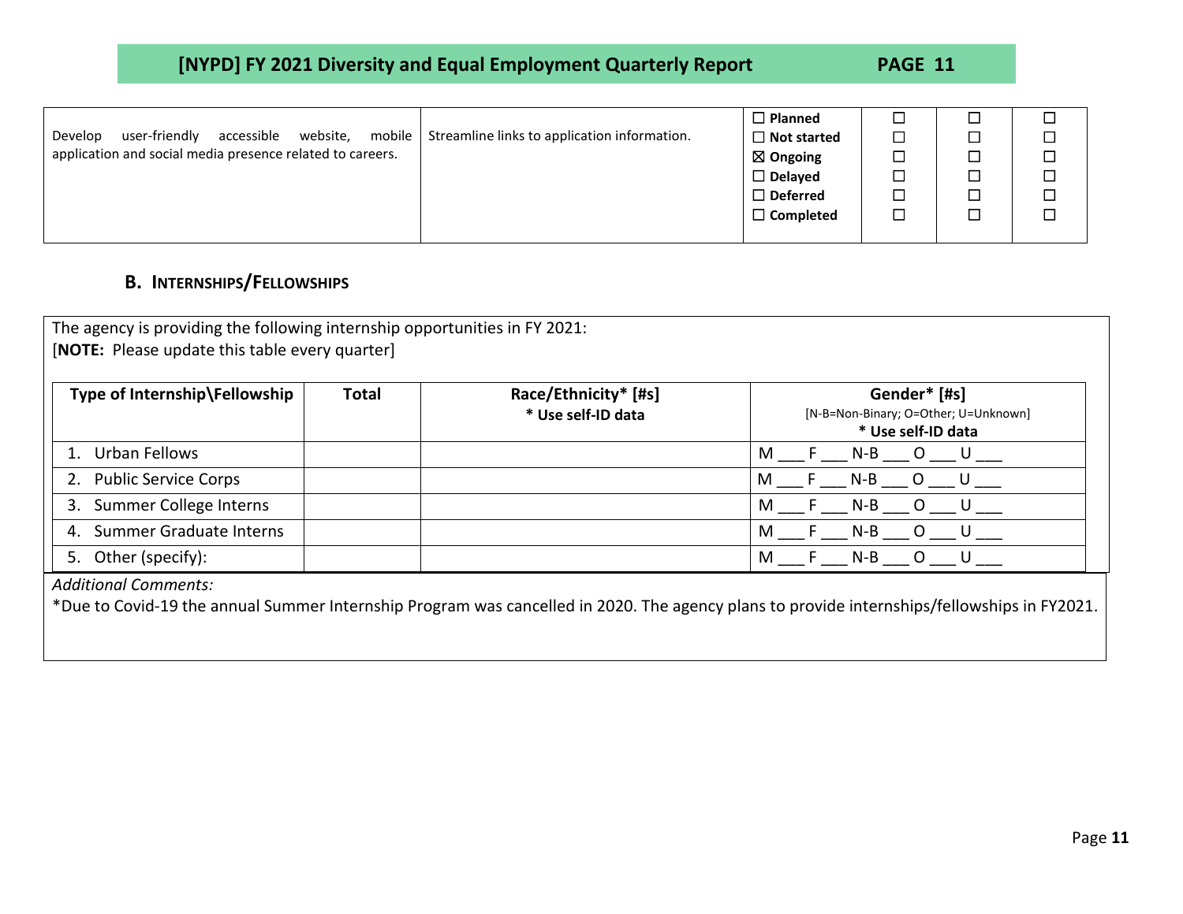| | | | | | |
|---|---|---|---|---|---|
| Develop user-friendly accessible website, mobile application and social media presence related to careers. | Streamline links to application information. | ☐ Planned<br>☐ Not started<br>☒ Ongoing<br>☐ Delayed<br>☐ Deferred<br>☐ Completed | ☐<br>☐<br>☐<br>☐<br>☐<br>☐ | ☐<br>☐<br>☐<br>☐<br>☐<br>☐ | ☐<br>☐<br>☐<br>☐<br>☐<br>☐ |

### B. INTERNSHIPS/FELLOWSHIPS

The agency is providing the following internship opportunities in FY 2021:
[**NOTE:** Please update this table every quarter]

| Type of Internship\Fellowship | Total | Race/Ethnicity* [#s] * Use self-ID data | Gender* [#s] [N-B=Non-Binary; O=Other; U=Unknown] * Use self-ID data |
|---|---|---|---|
| 1. Urban Fellows | | | M ___ F ___ N-B ___ O ___ U ___ |
| 2. Public Service Corps | | | M ___ F ___ N-B ___ O ___ U ___ |
| 3. Summer College Interns | | | M ___ F ___ N-B ___ O ___ U ___ |
| 4. Summer Graduate Interns | | | M ___ F ___ N-B ___ O ___ U ___ |
| 5. Other (specify): | | | M ___ F ___ N-B ___ O ___ U ___ |

*Additional Comments:*
*Due to Covid-19 the annual Summer Internship Program was cancelled in 2020. The agency plans to provide internships/fellowships in FY2021.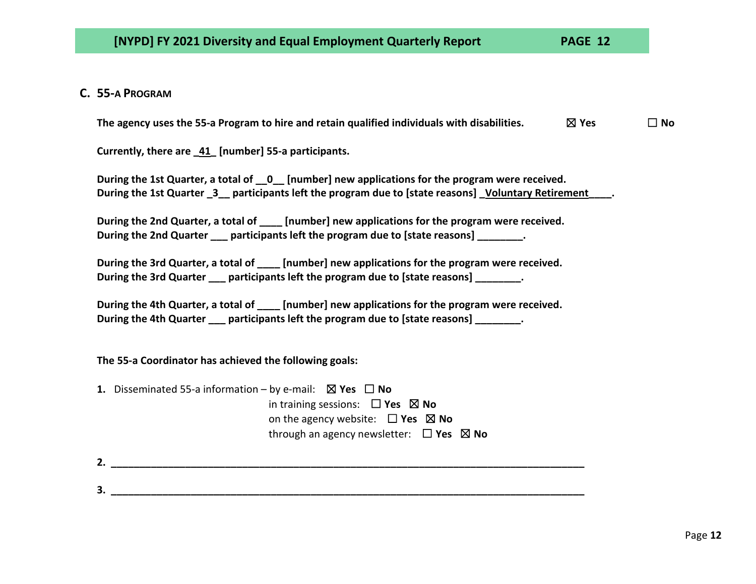## C. 55-A PROGRAM

**The agency uses the 55-a Program to hire and retain qualified individuals with disabilities.** ☒ **Yes** ☐ **No**

**Currently, there are _41_ [number] 55-a participants.**

**During the 1st Quarter, a total of __0__ [number] new applications for the program were received.**
**During the 1st Quarter _3__ participants left the program due to [state reasons] _Voluntary Retirement____.**

**During the 2nd Quarter, a total of ____ [number] new applications for the program were received.**
**During the 2nd Quarter ___ participants left the program due to [state reasons] ________.**

**During the 3rd Quarter, a total of ____ [number] new applications for the program were received.**
**During the 3rd Quarter ___ participants left the program due to [state reasons] ________.**

**During the 4th Quarter, a total of ____ [number] new applications for the program were received.**
**During the 4th Quarter ___ participants left the program due to [state reasons] ________.**

**The 55-a Coordinator has achieved the following goals:**

**1.** Disseminated 55-a information – by e-mail: ☒ **Yes** ☐ **No**
in training sessions: ☐ **Yes** ☒ **No**
on the agency website: ☐ **Yes** ☒ **No**
through an agency newsletter: ☐ **Yes** ☒ **No**

**2.** ________________________________________________________________________

**3.** ________________________________________________________________________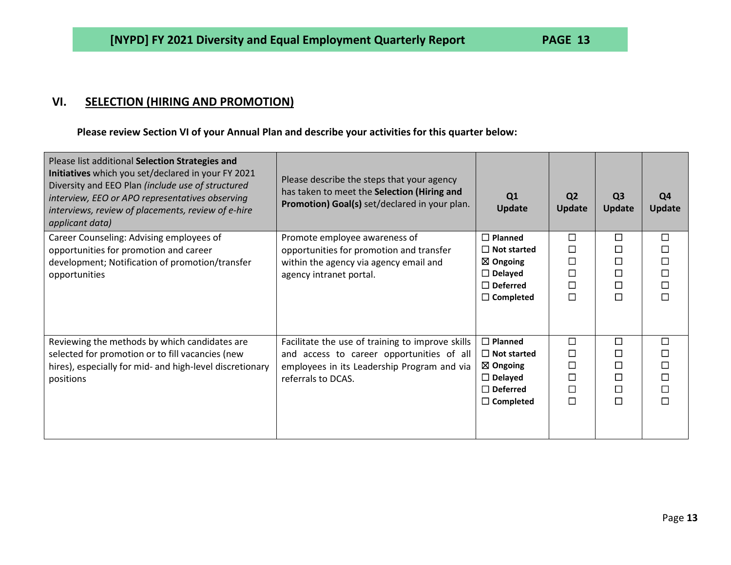## VI. SELECTION (HIRING AND PROMOTION)

**Please review Section VI of your Annual Plan and describe your activities for this quarter below:**

| Please list additional **Selection Strategies and Initiatives** which you set/declared in your FY 2021 Diversity and EEO Plan *(include use of structured interview, EEO or APO representatives observing interviews, review of placements, review of e-hire applicant data)* | Please describe the steps that your agency has taken to meet the **Selection (Hiring and Promotion) Goal(s)** set/declared in your plan. | Q1 Update | Q2 Update | Q3 Update | Q4 Update |
|---|---|---|---|---|---|
| Career Counseling: Advising employees of opportunities for promotion and career development; Notification of promotion/transfer opportunities | Promote employee awareness of opportunities for promotion and transfer within the agency via agency email and agency intranet portal. | ☐ **Planned**<br>☐ **Not started**<br>☒ **Ongoing**<br>☐ **Delayed**<br>☐ **Deferred**<br>☐ **Completed** | ☐<br>☐<br>☐<br>☐<br>☐<br>☐ | ☐<br>☐<br>☐<br>☐<br>☐<br>☐ | ☐<br>☐<br>☐<br>☐<br>☐<br>☐ |
| Reviewing the methods by which candidates are selected for promotion or to fill vacancies (new hires), especially for mid- and high-level discretionary positions | Facilitate the use of training to improve skills and access to career opportunities of all employees in its Leadership Program and via referrals to DCAS. | ☐ **Planned**<br>☐ **Not started**<br>☒ **Ongoing**<br>☐ **Delayed**<br>☐ **Deferred**<br>☐ **Completed** | ☐<br>☐<br>☐<br>☐<br>☐<br>☐ | ☐<br>☐<br>☐<br>☐<br>☐<br>☐ | ☐<br>☐<br>☐<br>☐<br>☐<br>☐ |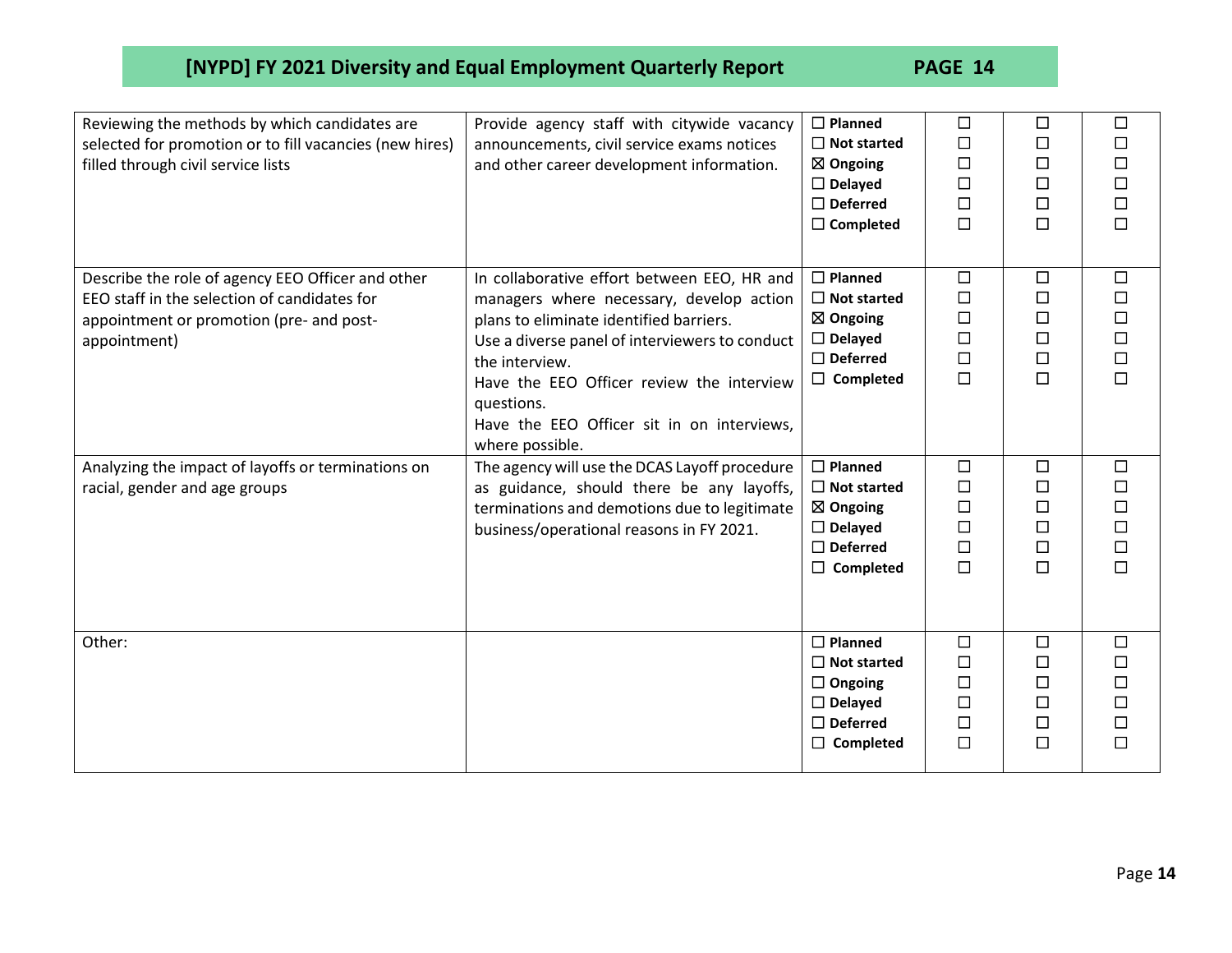| | | | | | |
|---|---|---|---|---|---|
| Reviewing the methods by which candidates are selected for promotion or to fill vacancies (new hires) filled through civil service lists | Provide agency staff with citywide vacancy announcements, civil service exams notices and other career development information. | ☐ **Planned**<br>☐ **Not started**<br>☒ **Ongoing**<br>☐ **Delayed**<br>☐ **Deferred**<br>☐ **Completed** | ☐<br>☐<br>☐<br>☐<br>☐<br>☐ | ☐<br>☐<br>☐<br>☐<br>☐<br>☐ | ☐<br>☐<br>☐<br>☐<br>☐<br>☐ |
| Describe the role of agency EEO Officer and other EEO staff in the selection of candidates for appointment or promotion (pre- and post-appointment) | In collaborative effort between EEO, HR and managers where necessary, develop action plans to eliminate identified barriers.<br>Use a diverse panel of interviewers to conduct the interview.<br>Have the EEO Officer review the interview questions.<br>Have the EEO Officer sit in on interviews, where possible. | ☐ **Planned**<br>☐ **Not started**<br>☒ **Ongoing**<br>☐ **Delayed**<br>☐ **Deferred**<br>☐ **Completed** | ☐<br>☐<br>☐<br>☐<br>☐<br>☐ | ☐<br>☐<br>☐<br>☐<br>☐<br>☐ | ☐<br>☐<br>☐<br>☐<br>☐<br>☐ |
| Analyzing the impact of layoffs or terminations on racial, gender and age groups | The agency will use the DCAS Layoff procedure as guidance, should there be any layoffs, terminations and demotions due to legitimate business/operational reasons in FY 2021. | ☐ **Planned**<br>☐ **Not started**<br>☒ **Ongoing**<br>☐ **Delayed**<br>☐ **Deferred**<br>☐ **Completed** | ☐<br>☐<br>☐<br>☐<br>☐<br>☐ | ☐<br>☐<br>☐<br>☐<br>☐<br>☐ | ☐<br>☐<br>☐<br>☐<br>☐<br>☐ |
| Other: | | ☐ **Planned**<br>☐ **Not started**<br>☐ **Ongoing**<br>☐ **Delayed**<br>☐ **Deferred**<br>☐ **Completed** | ☐<br>☐<br>☐<br>☐<br>☐<br>☐ | ☐<br>☐<br>☐<br>☐<br>☐<br>☐ | ☐<br>☐<br>☐<br>☐<br>☐<br>☐ |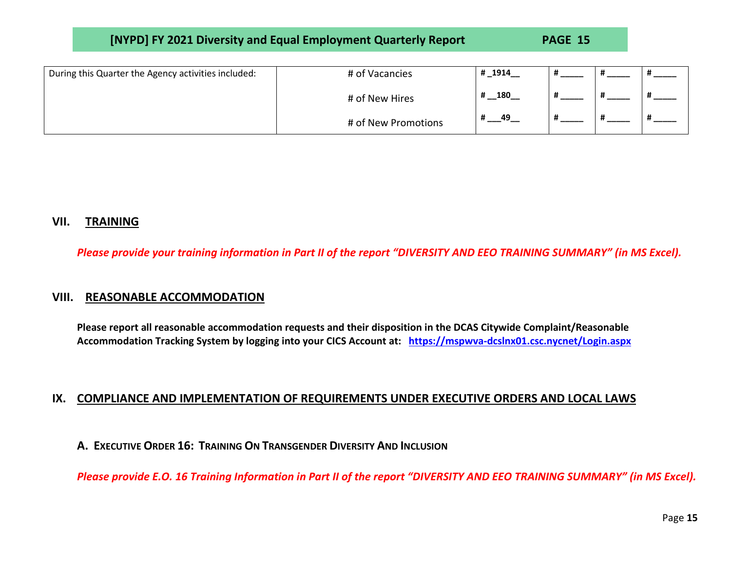| During this Quarter the Agency activities included: | # of Vacancies | # _1914__ | # _____ | # _____ | # _____ |
|---|---|---|---|---|---|
| | # of New Hires | # __180__ | # _____ | # _____ | # _____ |
| | # of New Promotions | # ___49__ | # _____ | # _____ | # _____ |

## VII. TRAINING

***Please provide your training information in Part II of the report "DIVERSITY AND EEO TRAINING SUMMARY" (in MS Excel).***

## VIII. REASONABLE ACCOMMODATION

**Please report all reasonable accommodation requests and their disposition in the DCAS Citywide Complaint/Reasonable Accommodation Tracking System by logging into your CICS Account at: [https://mspwva-dcslnx01.csc.nycnet/Login.aspx](https://mspwva-dcslnx01.csc.nycnet/Login.aspx)**

## IX. COMPLIANCE AND IMPLEMENTATION OF REQUIREMENTS UNDER EXECUTIVE ORDERS AND LOCAL LAWS

### A. Executive Order 16: Training On Transgender Diversity And Inclusion

***Please provide E.O. 16 Training Information in Part II of the report "DIVERSITY AND EEO TRAINING SUMMARY" (in MS Excel).***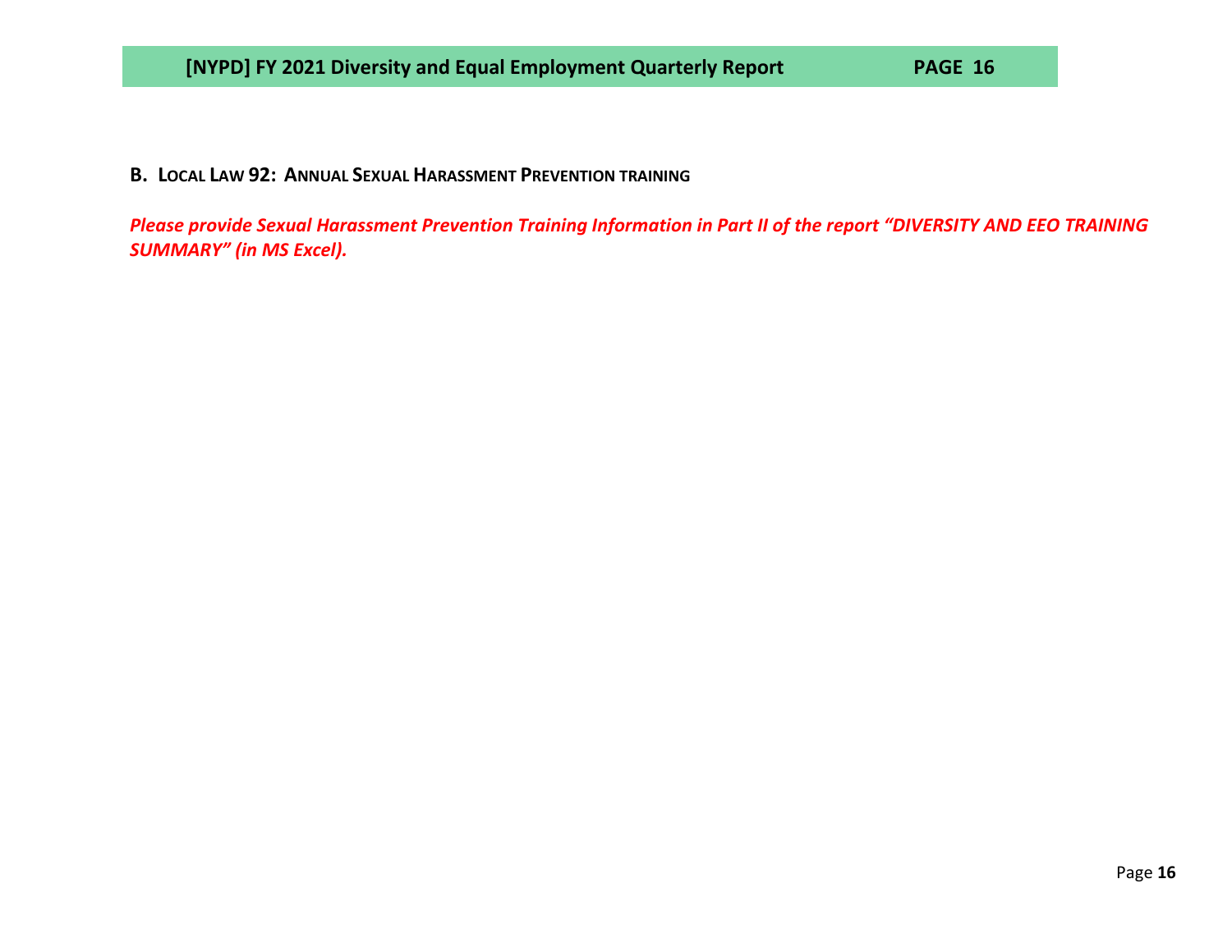## B. Local Law 92: Annual Sexual Harassment Prevention training

***Please provide Sexual Harassment Prevention Training Information in Part II of the report "DIVERSITY AND EEO TRAINING SUMMARY" (in MS Excel).***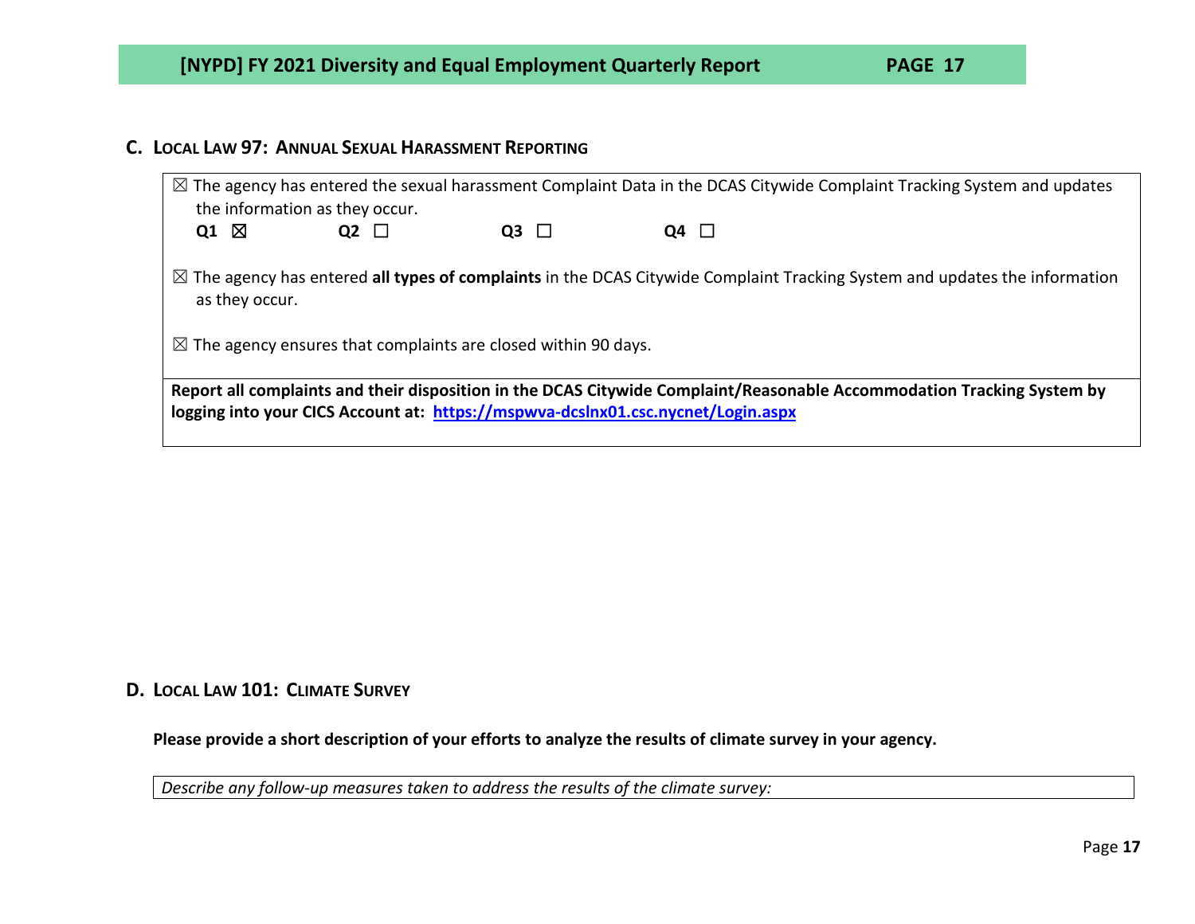## C. Local Law 97: Annual Sexual Harassment Reporting

☒ The agency has entered the sexual harassment Complaint Data in the DCAS Citywide Complaint Tracking System and updates the information as they occur.

**Q1** ☒ **Q2** ☐ **Q3** ☐ **Q4** ☐

☒ The agency has entered **all types of complaints** in the DCAS Citywide Complaint Tracking System and updates the information as they occur.

☒ The agency ensures that complaints are closed within 90 days.

**Report all complaints and their disposition in the DCAS Citywide Complaint/Reasonable Accommodation Tracking System by logging into your CICS Account at: https://mspwva-dcslnx01.csc.nycnet/Login.aspx**

## D. Local Law 101: Climate Survey

**Please provide a short description of your efforts to analyze the results of climate survey in your agency.**

*Describe any follow-up measures taken to address the results of the climate survey:*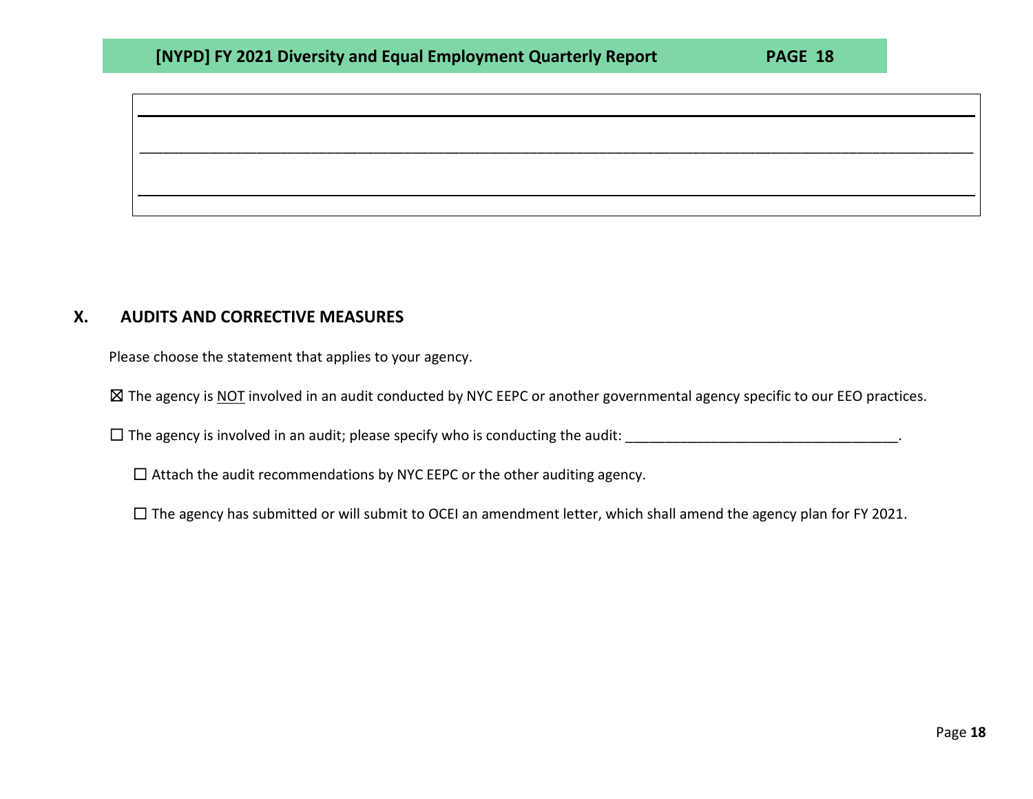## X. AUDITS AND CORRECTIVE MEASURES

Please choose the statement that applies to your agency.

☒ The agency is NOT involved in an audit conducted by NYC EEPC or another governmental agency specific to our EEO practices.

☐ The agency is involved in an audit; please specify who is conducting the audit: __________________________________.

☐ Attach the audit recommendations by NYC EEPC or the other auditing agency.

☐ The agency has submitted or will submit to OCEI an amendment letter, which shall amend the agency plan for FY 2021.